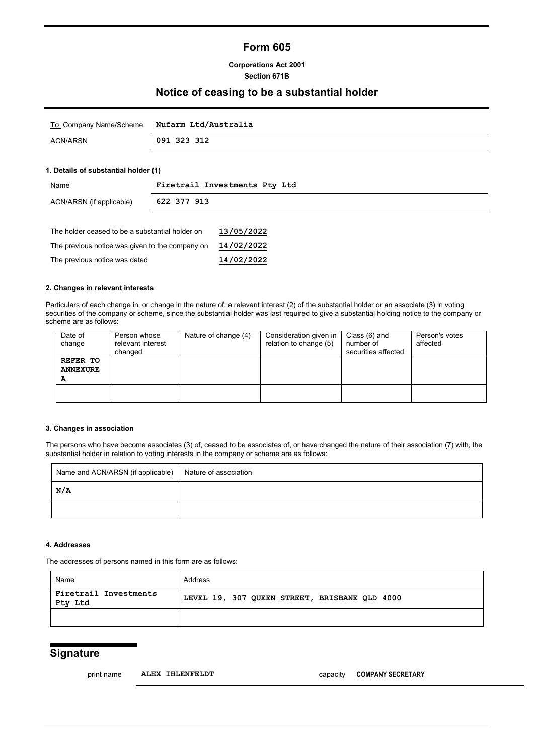# Form 605

**Corporations Act 2001**
**Section 671B**

## Notice of ceasing to be a substantial holder

| | |
|---|---|
| To Company Name/Scheme | **Nufarm Ltd/Australia** |
| ACN/ARSN | **091 323 312** |

### 1. Details of substantial holder (1)

| | |
|---|---|
| Name | **Firetrail Investments Pty Ltd** |
| ACN/ARSN (if applicable) | **622 377 913** |

| | |
|---|---|
| The holder ceased to be a substantial holder on | **13/05/2022** |
| The previous notice was given to the company on | **14/02/2022** |
| The previous notice was dated | **14/02/2022** |

### 2. Changes in relevant interests

Particulars of each change in, or change in the nature of, a relevant interest (2) of the substantial holder or an associate (3) in voting securities of the company or scheme, since the substantial holder was last required to give a substantial holding notice to the company or scheme are as follows:

| Date of change | Person whose relevant interest changed | Nature of change (4) | Consideration given in relation to change (5) | Class (6) and number of securities affected | Person's votes affected |
|---|---|---|---|---|---|
| **REFER TO ANNEXURE A** | | | | | |
| | | | | | |

### 3. Changes in association

The persons who have become associates (3) of, ceased to be associates of, or have changed the nature of their association (7) with, the substantial holder in relation to voting interests in the company or scheme are as follows:

| Name and ACN/ARSN (if applicable) | Nature of association |
|---|---|
| **N/A** | |
| | |

### 4. Addresses

The addresses of persons named in this form are as follows:

| Name | Address |
|---|---|
| **Firetrail Investments Pty Ltd** | **LEVEL 19, 307 QUEEN STREET, BRISBANE QLD 4000** |
| | |

## Signature

print name **ALEX IHLENFELDT** capacity **COMPANY SECRETARY**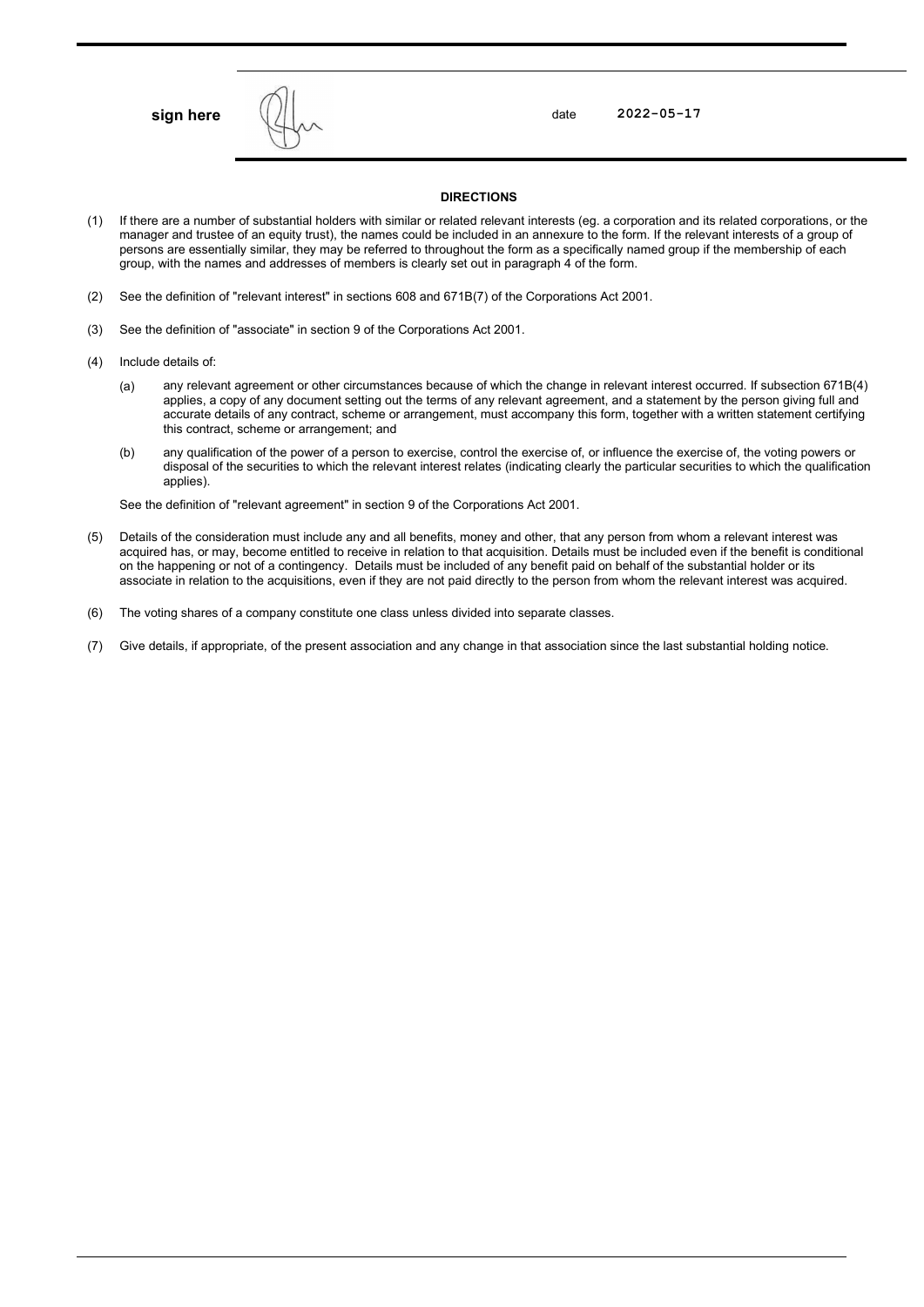| sign here | | date | 2022-05-17 |
|---|---|---|---|

**DIRECTIONS**

(1) If there are a number of substantial holders with similar or related relevant interests (eg. a corporation and its related corporations, or the manager and trustee of an equity trust), the names could be included in an annexure to the form. If the relevant interests of a group of persons are essentially similar, they may be referred to throughout the form as a specifically named group if the membership of each group, with the names and addresses of members is clearly set out in paragraph 4 of the form.

(2) See the definition of "relevant interest" in sections 608 and 671B(7) of the Corporations Act 2001.

(3) See the definition of "associate" in section 9 of the Corporations Act 2001.

(4) Include details of:

(a) any relevant agreement or other circumstances because of which the change in relevant interest occurred. If subsection 671B(4) applies, a copy of any document setting out the terms of any relevant agreement, and a statement by the person giving full and accurate details of any contract, scheme or arrangement, must accompany this form, together with a written statement certifying this contract, scheme or arrangement; and

(b) any qualification of the power of a person to exercise, control the exercise of, or influence the exercise of, the voting powers or disposal of the securities to which the relevant interest relates (indicating clearly the particular securities to which the qualification applies).

See the definition of "relevant agreement" in section 9 of the Corporations Act 2001.

(5) Details of the consideration must include any and all benefits, money and other, that any person from whom a relevant interest was acquired has, or may, become entitled to receive in relation to that acquisition. Details must be included even if the benefit is conditional on the happening or not of a contingency. Details must be included of any benefit paid on behalf of the substantial holder or its associate in relation to the acquisitions, even if they are not paid directly to the person from whom the relevant interest was acquired.

(6) The voting shares of a company constitute one class unless divided into separate classes.

(7) Give details, if appropriate, of the present association and any change in that association since the last substantial holding notice.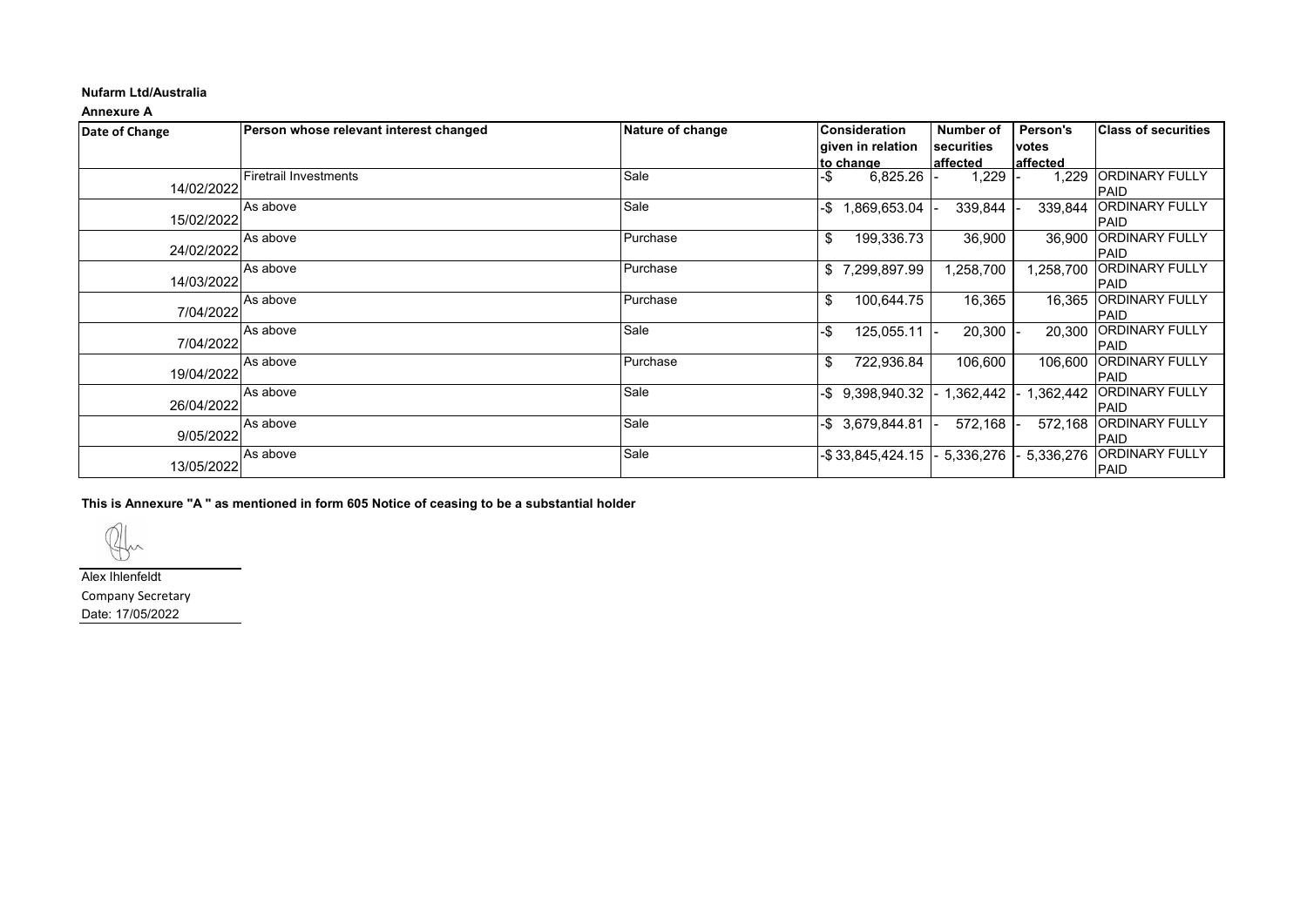**Nufarm Ltd/Australia**

**Annexure A**

| Date of Change | Person whose relevant interest changed | Nature of change | Consideration given in relation to change | Number of securities affected | Person's votes affected | Class of securities |
|---|---|---|---|---|---|---|
| 14/02/2022 | Firetrail Investments | Sale | -$ 6,825.26 | - 1,229 | - 1,229 | ORDINARY FULLY PAID |
| 15/02/2022 | As above | Sale | -$ 1,869,653.04 | - 339,844 | - 339,844 | ORDINARY FULLY PAID |
| 24/02/2022 | As above | Purchase | $ 199,336.73 | 36,900 | 36,900 | ORDINARY FULLY PAID |
| 14/03/2022 | As above | Purchase | $ 7,299,897.99 | 1,258,700 | 1,258,700 | ORDINARY FULLY PAID |
| 7/04/2022 | As above | Purchase | $ 100,644.75 | 16,365 | 16,365 | ORDINARY FULLY PAID |
| 7/04/2022 | As above | Sale | -$ 125,055.11 | - 20,300 | - 20,300 | ORDINARY FULLY PAID |
| 19/04/2022 | As above | Purchase | $ 722,936.84 | 106,600 | 106,600 | ORDINARY FULLY PAID |
| 26/04/2022 | As above | Sale | -$ 9,398,940.32 | - 1,362,442 | - 1,362,442 | ORDINARY FULLY PAID |
| 9/05/2022 | As above | Sale | -$ 3,679,844.81 | - 572,168 | - 572,168 | ORDINARY FULLY PAID |
| 13/05/2022 | As above | Sale | -$ 33,845,424.15 | - 5,336,276 | - 5,336,276 | ORDINARY FULLY PAID |

**This is Annexure "A " as mentioned in form 605 Notice of ceasing to be a substantial holder**

Alex Ihlenfeldt
Company Secretary
Date: 17/05/2022